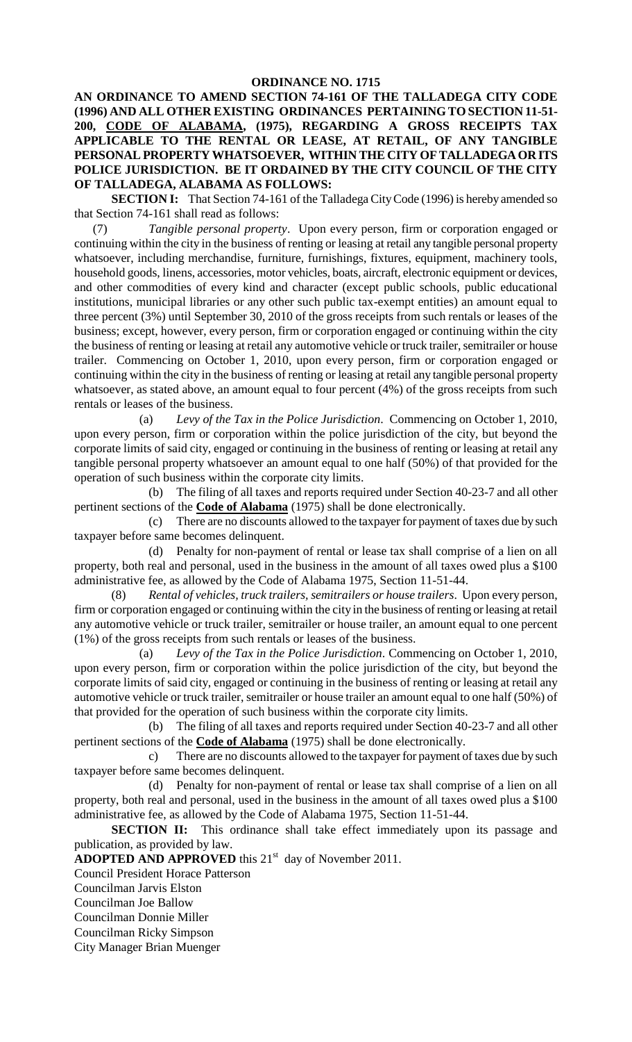# ORDINANCE NO. 1715

**AN ORDINANCE TO AMEND SECTION 74-161 OF THE TALLADEGA CITY CODE (1996) AND ALL OTHER EXISTING ORDINANCES PERTAINING TO SECTION 11-51-200, CODE OF ALABAMA, (1975), REGARDING A GROSS RECEIPTS TAX APPLICABLE TO THE RENTAL OR LEASE, AT RETAIL, OF ANY TANGIBLE PERSONAL PROPERTY WHATSOEVER, WITHIN THE CITY OF TALLADEGA OR ITS POLICE JURISDICTION. BE IT ORDAINED BY THE CITY COUNCIL OF THE CITY OF TALLADEGA, ALABAMA AS FOLLOWS:**

**SECTION I:** That Section 74-161 of the Talladega City Code (1996) is hereby amended so that Section 74-161 shall read as follows:

(7) *Tangible personal property*. Upon every person, firm or corporation engaged or continuing within the city in the business of renting or leasing at retail any tangible personal property whatsoever, including merchandise, furniture, furnishings, fixtures, equipment, machinery tools, household goods, linens, accessories, motor vehicles, boats, aircraft, electronic equipment or devices, and other commodities of every kind and character (except public schools, public educational institutions, municipal libraries or any other such public tax-exempt entities) an amount equal to three percent (3%) until September 30, 2010 of the gross receipts from such rentals or leases of the business; except, however, every person, firm or corporation engaged or continuing within the city the business of renting or leasing at retail any automotive vehicle or truck trailer, semitrailer or house trailer. Commencing on October 1, 2010, upon every person, firm or corporation engaged or continuing within the city in the business of renting or leasing at retail any tangible personal property whatsoever, as stated above, an amount equal to four percent (4%) of the gross receipts from such rentals or leases of the business.

(a) *Levy of the Tax in the Police Jurisdiction*. Commencing on October 1, 2010, upon every person, firm or corporation within the police jurisdiction of the city, but beyond the corporate limits of said city, engaged or continuing in the business of renting or leasing at retail any tangible personal property whatsoever an amount equal to one half (50%) of that provided for the operation of such business within the corporate city limits.

(b) The filing of all taxes and reports required under Section 40-23-7 and all other pertinent sections of the **Code of Alabama** (1975) shall be done electronically.

(c) There are no discounts allowed to the taxpayer for payment of taxes due by such taxpayer before same becomes delinquent.

(d) Penalty for non-payment of rental or lease tax shall comprise of a lien on all property, both real and personal, used in the business in the amount of all taxes owed plus a $100 administrative fee, as allowed by the Code of Alabama 1975, Section 11-51-44.

(8) *Rental of vehicles, truck trailers, semitrailers or house trailers*. Upon every person, firm or corporation engaged or continuing within the city in the business of renting or leasing at retail any automotive vehicle or truck trailer, semitrailer or house trailer, an amount equal to one percent (1%) of the gross receipts from such rentals or leases of the business.

(a) *Levy of the Tax in the Police Jurisdiction*. Commencing on October 1, 2010, upon every person, firm or corporation within the police jurisdiction of the city, but beyond the corporate limits of said city, engaged or continuing in the business of renting or leasing at retail any automotive vehicle or truck trailer, semitrailer or house trailer an amount equal to one half (50%) of that provided for the operation of such business within the corporate city limits.

(b) The filing of all taxes and reports required under Section 40-23-7 and all other pertinent sections of the **Code of Alabama** (1975) shall be done electronically.

c) There are no discounts allowed to the taxpayer for payment of taxes due by such taxpayer before same becomes delinquent.

(d) Penalty for non-payment of rental or lease tax shall comprise of a lien on all property, both real and personal, used in the business in the amount of all taxes owed plus a $100 administrative fee, as allowed by the Code of Alabama 1975, Section 11-51-44.

**SECTION II:** This ordinance shall take effect immediately upon its passage and publication, as provided by law.

**ADOPTED AND APPROVED** this 21st day of November 2011.

Council President Horace Patterson
Councilman Jarvis Elston
Councilman Joe Ballow
Councilman Donnie Miller
Councilman Ricky Simpson
City Manager Brian Muenger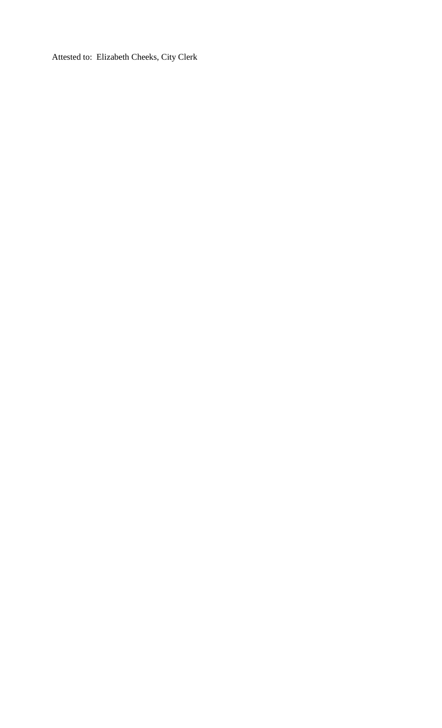Attested to: Elizabeth Cheeks, City Clerk